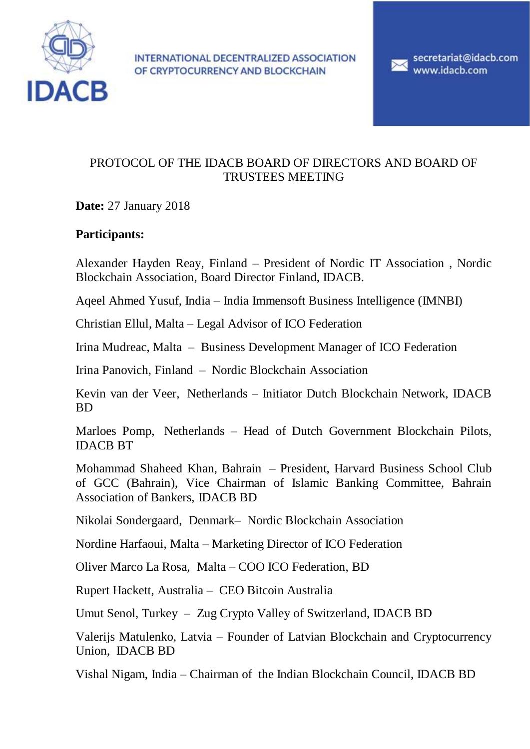IDACB

INTERNATIONAL DECENTRALIZED ASSOCIATION OF CRYPTOCURRENCY AND BLOCKCHAIN

secretariat@idacb.com
www.idacb.com

# PROTOCOL OF THE IDACB BOARD OF DIRECTORS AND BOARD OF TRUSTEES MEETING

**Date:** 27 January 2018

**Participants:**

Alexander Hayden Reay, Finland – President of Nordic IT Association , Nordic Blockchain Association, Board Director Finland, IDACB.

Aqeel Ahmed Yusuf, India – India Immensoft Business Intelligence (IMNBI)

Christian Ellul, Malta – Legal Advisor of ICO Federation

Irina Mudreac, Malta – Business Development Manager of ICO Federation

Irina Panovich, Finland – Nordic Blockchain Association

Kevin van der Veer, Netherlands – Initiator Dutch Blockchain Network, IDACB BD

Marloes Pomp, Netherlands – Head of Dutch Government Blockchain Pilots, IDACB BT

Mohammad Shaheed Khan, Bahrain – President, Harvard Business School Club of GCC (Bahrain), Vice Chairman of Islamic Banking Committee, Bahrain Association of Bankers, IDACB BD

Nikolai Sondergaard, Denmark– Nordic Blockchain Association

Nordine Harfaoui, Malta – Marketing Director of ICO Federation

Oliver Marco La Rosa, Malta – COO ICO Federation, BD

Rupert Hackett, Australia – CEO Bitcoin Australia

Umut Senol, Turkey – Zug Crypto Valley of Switzerland, IDACB BD

Valerijs Matulenko, Latvia – Founder of Latvian Blockchain and Cryptocurrency Union, IDACB BD

Vishal Nigam, India – Chairman of the Indian Blockchain Council, IDACB BD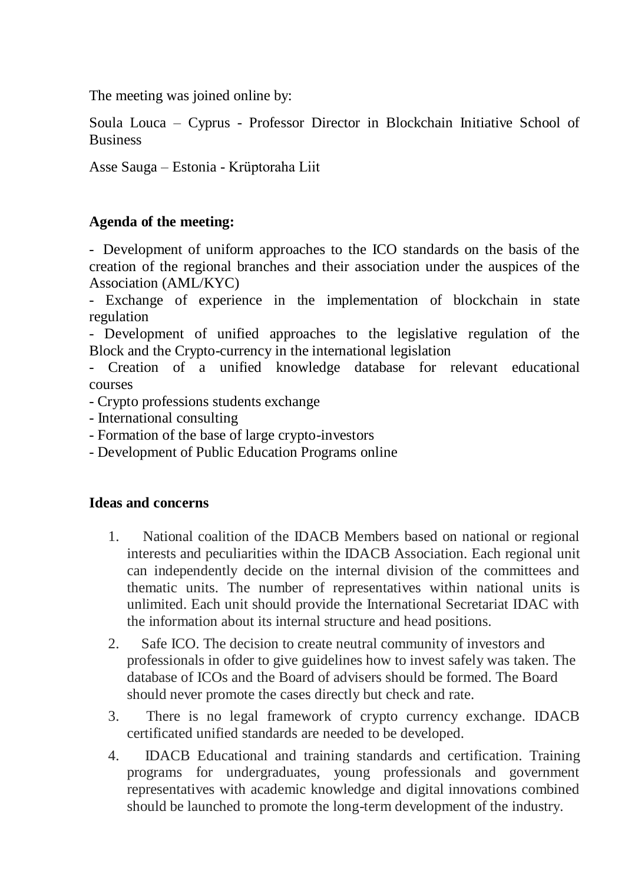The meeting was joined online by:

Soula Louca – Cyprus - Professor Director in Blockchain Initiative School of Business

Asse Sauga – Estonia - Krüptoraha Liit

**Agenda of the meeting:**

- Development of uniform approaches to the ICO standards on the basis of the creation of the regional branches and their association under the auspices of the Association (AML/KYC)
- Exchange of experience in the implementation of blockchain in state regulation
- Development of unified approaches to the legislative regulation of the Block and the Crypto-currency in the international legislation
- Creation of a unified knowledge database for relevant educational courses
- Crypto professions students exchange
- International consulting
- Formation of the base of large crypto-investors
- Development of Public Education Programs online

**Ideas and concerns**

1. National coalition of the IDACB Members based on national or regional interests and peculiarities within the IDACB Association. Each regional unit can independently decide on the internal division of the committees and thematic units. The number of representatives within national units is unlimited. Each unit should provide the International Secretariat IDAC with the information about its internal structure and head positions.
2. Safe ICO. The decision to create neutral community of investors and professionals in ofder to give guidelines how to invest safely was taken. The database of ICOs and the Board of advisers should be formed. The Board should never promote the cases directly but check and rate.
3. There is no legal framework of crypto currency exchange. IDACB certificated unified standards are needed to be developed.
4. IDACB Educational and training standards and certification. Training programs for undergraduates, young professionals and government representatives with academic knowledge and digital innovations combined should be launched to promote the long-term development of the industry.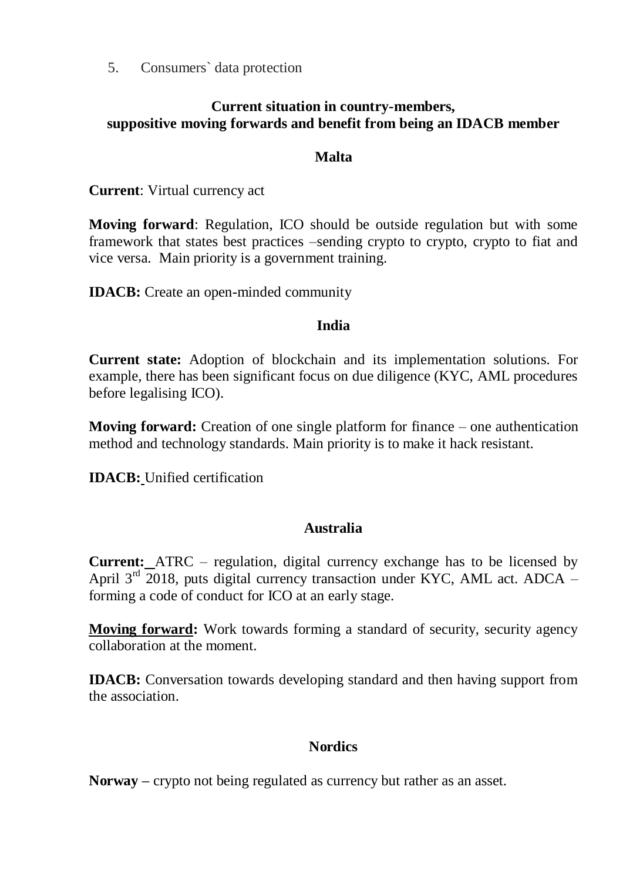5. Consumers` data protection

**Current situation in country-members, suppositive moving forwards and benefit from being an IDACB member**

**Malta**

**Current**: Virtual currency act

**Moving forward**: Regulation, ICO should be outside regulation but with some framework that states best practices –sending crypto to crypto, crypto to fiat and vice versa. Main priority is a government training.

**IDACB:** Create an open-minded community

**India**

**Current state:** Adoption of blockchain and its implementation solutions. For example, there has been significant focus on due diligence (KYC, AML procedures before legalising ICO).

**Moving forward:** Creation of one single platform for finance – one authentication method and technology standards. Main priority is to make it hack resistant.

**IDACB:** Unified certification

**Australia**

**Current:** ATRC – regulation, digital currency exchange has to be licensed by April 3rd 2018, puts digital currency transaction under KYC, AML act. ADCA – forming a code of conduct for ICO at an early stage.

**Moving forward:** Work towards forming a standard of security, security agency collaboration at the moment.

**IDACB:** Conversation towards developing standard and then having support from the association.

**Nordics**

**Norway –** crypto not being regulated as currency but rather as an asset.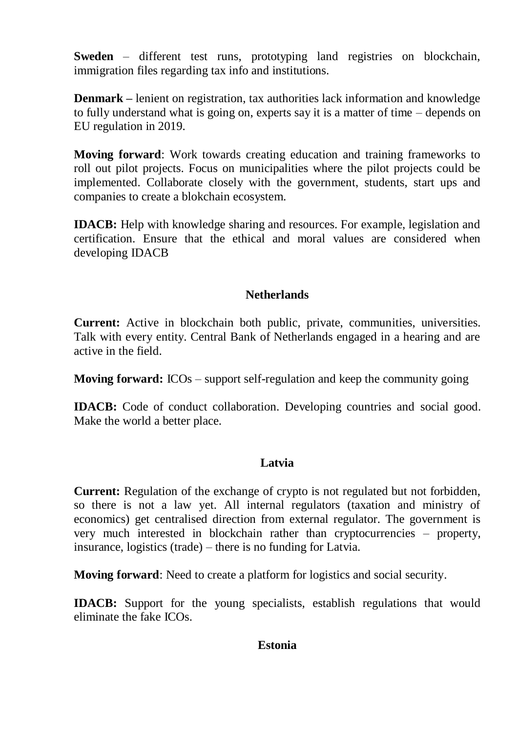**Sweden** – different test runs, prototyping land registries on blockchain, immigration files regarding tax info and institutions.

**Denmark –** lenient on registration, tax authorities lack information and knowledge to fully understand what is going on, experts say it is a matter of time – depends on EU regulation in 2019.

**Moving forward**: Work towards creating education and training frameworks to roll out pilot projects. Focus on municipalities where the pilot projects could be implemented. Collaborate closely with the government, students, start ups and companies to create a blokchain ecosystem.

**IDACB:** Help with knowledge sharing and resources. For example, legislation and certification. Ensure that the ethical and moral values are considered when developing IDACB

## Netherlands

**Current:** Active in blockchain both public, private, communities, universities. Talk with every entity. Central Bank of Netherlands engaged in a hearing and are active in the field.

**Moving forward:** ICOs – support self-regulation and keep the community going

**IDACB:** Code of conduct collaboration. Developing countries and social good. Make the world a better place.

## Latvia

**Current:** Regulation of the exchange of crypto is not regulated but not forbidden, so there is not a law yet. All internal regulators (taxation and ministry of economics) get centralised direction from external regulator. The government is very much interested in blockchain rather than cryptocurrencies – property, insurance, logistics (trade) – there is no funding for Latvia.

**Moving forward**: Need to create a platform for logistics and social security.

**IDACB:** Support for the young specialists, establish regulations that would eliminate the fake ICOs.

## Estonia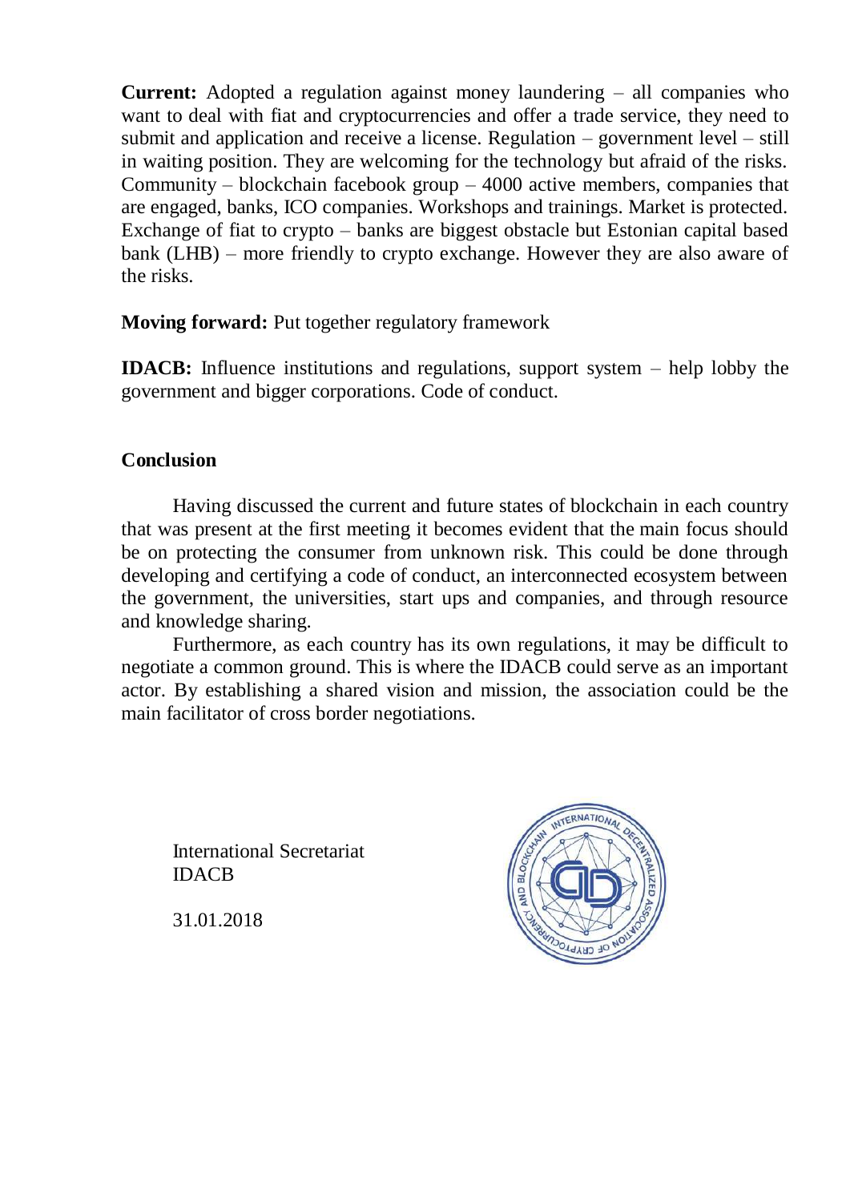**Current:** Adopted a regulation against money laundering – all companies who want to deal with fiat and cryptocurrencies and offer a trade service, they need to submit and application and receive a license. Regulation – government level – still in waiting position. They are welcoming for the technology but afraid of the risks. Community – blockchain facebook group – 4000 active members, companies that are engaged, banks, ICO companies. Workshops and trainings. Market is protected. Exchange of fiat to crypto – banks are biggest obstacle but Estonian capital based bank (LHB) – more friendly to crypto exchange. However they are also aware of the risks.

**Moving forward:** Put together regulatory framework

**IDACB:** Influence institutions and regulations, support system – help lobby the government and bigger corporations. Code of conduct.

### Conclusion

Having discussed the current and future states of blockchain in each country that was present at the first meeting it becomes evident that the main focus should be on protecting the consumer from unknown risk. This could be done through developing and certifying a code of conduct, an interconnected ecosystem between the government, the universities, start ups and companies, and through resource and knowledge sharing.

Furthermore, as each country has its own regulations, it may be difficult to negotiate a common ground. This is where the IDACB could serve as an important actor. By establishing a shared vision and mission, the association could be the main facilitator of cross border negotiations.

International Secretariat
IDACB

31.01.2018